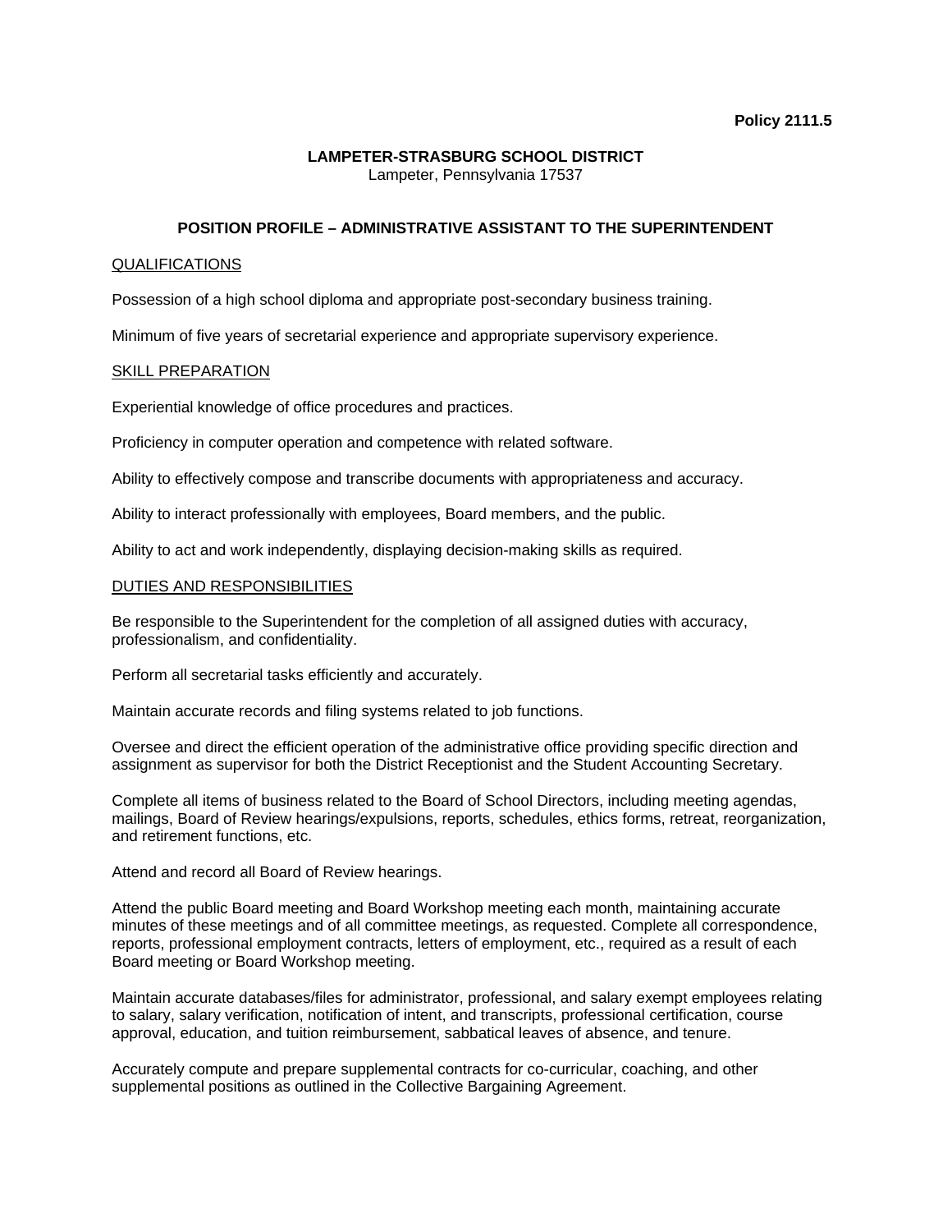**Policy 2111.5**

**LAMPETER-STRASBURG SCHOOL DISTRICT**
Lampeter, Pennsylvania 17537

# POSITION PROFILE – ADMINISTRATIVE ASSISTANT TO THE SUPERINTENDENT

## QUALIFICATIONS

Possession of a high school diploma and appropriate post-secondary business training.

Minimum of five years of secretarial experience and appropriate supervisory experience.

## SKILL PREPARATION

Experiential knowledge of office procedures and practices.

Proficiency in computer operation and competence with related software.

Ability to effectively compose and transcribe documents with appropriateness and accuracy.

Ability to interact professionally with employees, Board members, and the public.

Ability to act and work independently, displaying decision-making skills as required.

## DUTIES AND RESPONSIBILITIES

Be responsible to the Superintendent for the completion of all assigned duties with accuracy, professionalism, and confidentiality.

Perform all secretarial tasks efficiently and accurately.

Maintain accurate records and filing systems related to job functions.

Oversee and direct the efficient operation of the administrative office providing specific direction and assignment as supervisor for both the District Receptionist and the Student Accounting Secretary.

Complete all items of business related to the Board of School Directors, including meeting agendas, mailings, Board of Review hearings/expulsions, reports, schedules, ethics forms, retreat, reorganization, and retirement functions, etc.

Attend and record all Board of Review hearings.

Attend the public Board meeting and Board Workshop meeting each month, maintaining accurate minutes of these meetings and of all committee meetings, as requested. Complete all correspondence, reports, professional employment contracts, letters of employment, etc., required as a result of each Board meeting or Board Workshop meeting.

Maintain accurate databases/files for administrator, professional, and salary exempt employees relating to salary, salary verification, notification of intent, and transcripts, professional certification, course approval, education, and tuition reimbursement, sabbatical leaves of absence, and tenure.

Accurately compute and prepare supplemental contracts for co-curricular, coaching, and other supplemental positions as outlined in the Collective Bargaining Agreement.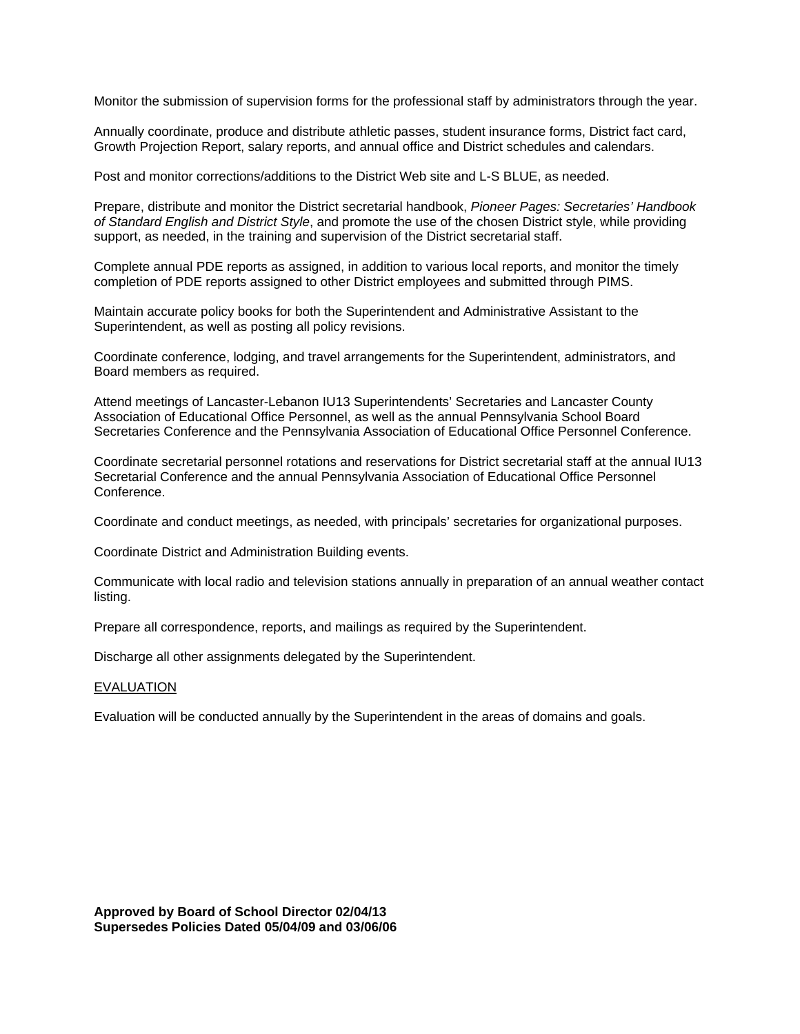Monitor the submission of supervision forms for the professional staff by administrators through the year.

Annually coordinate, produce and distribute athletic passes, student insurance forms, District fact card, Growth Projection Report, salary reports, and annual office and District schedules and calendars.

Post and monitor corrections/additions to the District Web site and L-S BLUE, as needed.

Prepare, distribute and monitor the District secretarial handbook, *Pioneer Pages: Secretaries' Handbook of Standard English and District Style*, and promote the use of the chosen District style, while providing support, as needed, in the training and supervision of the District secretarial staff.

Complete annual PDE reports as assigned, in addition to various local reports, and monitor the timely completion of PDE reports assigned to other District employees and submitted through PIMS.

Maintain accurate policy books for both the Superintendent and Administrative Assistant to the Superintendent, as well as posting all policy revisions.

Coordinate conference, lodging, and travel arrangements for the Superintendent, administrators, and Board members as required.

Attend meetings of Lancaster-Lebanon IU13 Superintendents' Secretaries and Lancaster County Association of Educational Office Personnel, as well as the annual Pennsylvania School Board Secretaries Conference and the Pennsylvania Association of Educational Office Personnel Conference.

Coordinate secretarial personnel rotations and reservations for District secretarial staff at the annual IU13 Secretarial Conference and the annual Pennsylvania Association of Educational Office Personnel Conference.

Coordinate and conduct meetings, as needed, with principals' secretaries for organizational purposes.

Coordinate District and Administration Building events.

Communicate with local radio and television stations annually in preparation of an annual weather contact listing.

Prepare all correspondence, reports, and mailings as required by the Superintendent.

Discharge all other assignments delegated by the Superintendent.

<u>EVALUATION</u>

Evaluation will be conducted annually by the Superintendent in the areas of domains and goals.

**Approved by Board of School Director 02/04/13**
**Supersedes Policies Dated 05/04/09 and 03/06/06**